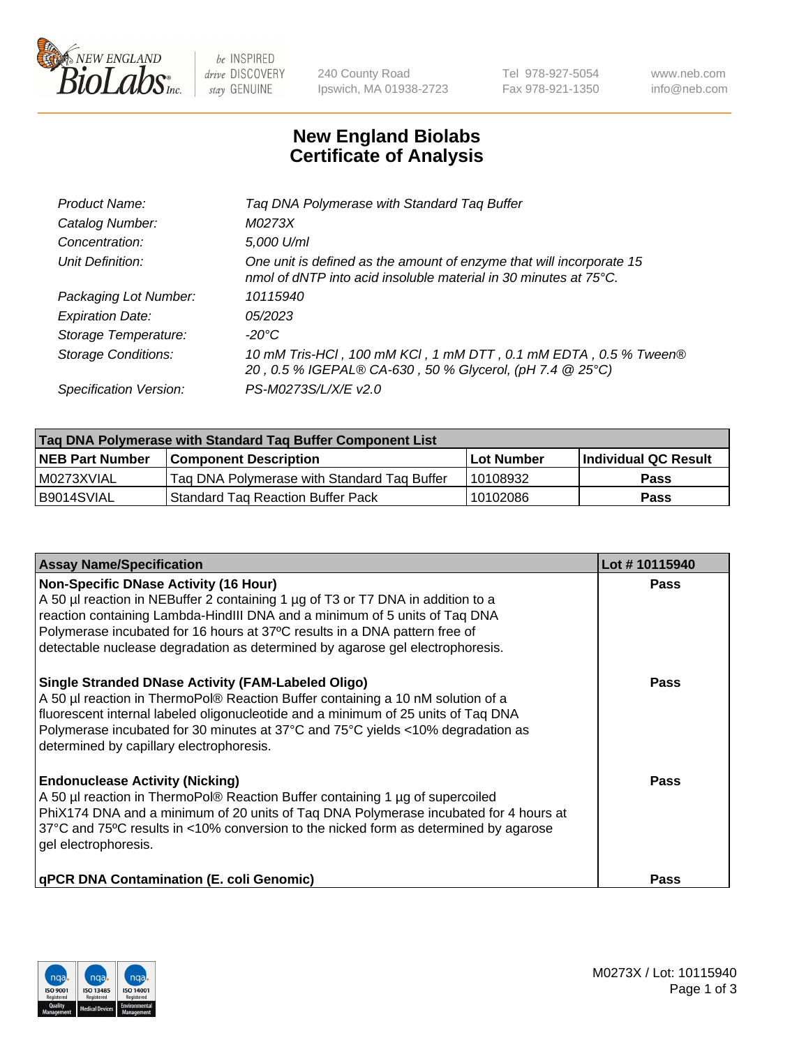# New England Biolabs
# Certificate of Analysis

| | |
|---|---|
| *Product Name:* | *Taq DNA Polymerase with Standard Taq Buffer* |
| *Catalog Number:* | *M0273X* |
| *Concentration:* | *5,000 U/ml* |
| *Unit Definition:* | *One unit is defined as the amount of enzyme that will incorporate 15 nmol of dNTP into acid insoluble material in 30 minutes at 75°C.* |
| *Packaging Lot Number:* | *10115940* |
| *Expiration Date:* | *05/2023* |
| *Storage Temperature:* | *-20°C* |
| *Storage Conditions:* | *10 mM Tris-HCl , 100 mM KCl , 1 mM DTT , 0.1 mM EDTA , 0.5 % Tween® 20 , 0.5 % IGEPAL® CA-630 , 50 % Glycerol, (pH 7.4 @ 25°C)* |
| *Specification Version:* | *PS-M0273S/L/X/E v2.0* |

| **Taq DNA Polymerase with Standard Taq Buffer Component List** | | | |
|---|---|---|---|
| **NEB Part Number** | **Component Description** | **Lot Number** | **Individual QC Result** |
| M0273XVIAL | Taq DNA Polymerase with Standard Taq Buffer | 10108932 | **Pass** |
| B9014SVIAL | Standard Taq Reaction Buffer Pack | 10102086 | **Pass** |

| **Assay Name/Specification** | **Lot # 10115940** |
|---|---|
| **Non-Specific DNase Activity (16 Hour)**<br>A 50 µl reaction in NEBuffer 2 containing 1 µg of T3 or T7 DNA in addition to a reaction containing Lambda-HindIII DNA and a minimum of 5 units of Taq DNA Polymerase incubated for 16 hours at 37ºC results in a DNA pattern free of detectable nuclease degradation as determined by agarose gel electrophoresis. | **Pass** |
| **Single Stranded DNase Activity (FAM-Labeled Oligo)**<br>A 50 µl reaction in ThermoPol® Reaction Buffer containing a 10 nM solution of a fluorescent internal labeled oligonucleotide and a minimum of 25 units of Taq DNA Polymerase incubated for 30 minutes at 37°C and 75°C yields <10% degradation as determined by capillary electrophoresis. | **Pass** |
| **Endonuclease Activity (Nicking)**<br>A 50 µl reaction in ThermoPol® Reaction Buffer containing 1 µg of supercoiled PhiX174 DNA and a minimum of 20 units of Taq DNA Polymerase incubated for 4 hours at 37°C and 75ºC results in <10% conversion to the nicked form as determined by agarose gel electrophoresis. | **Pass** |
| **qPCR DNA Contamination (E. coli Genomic)** | **Pass** |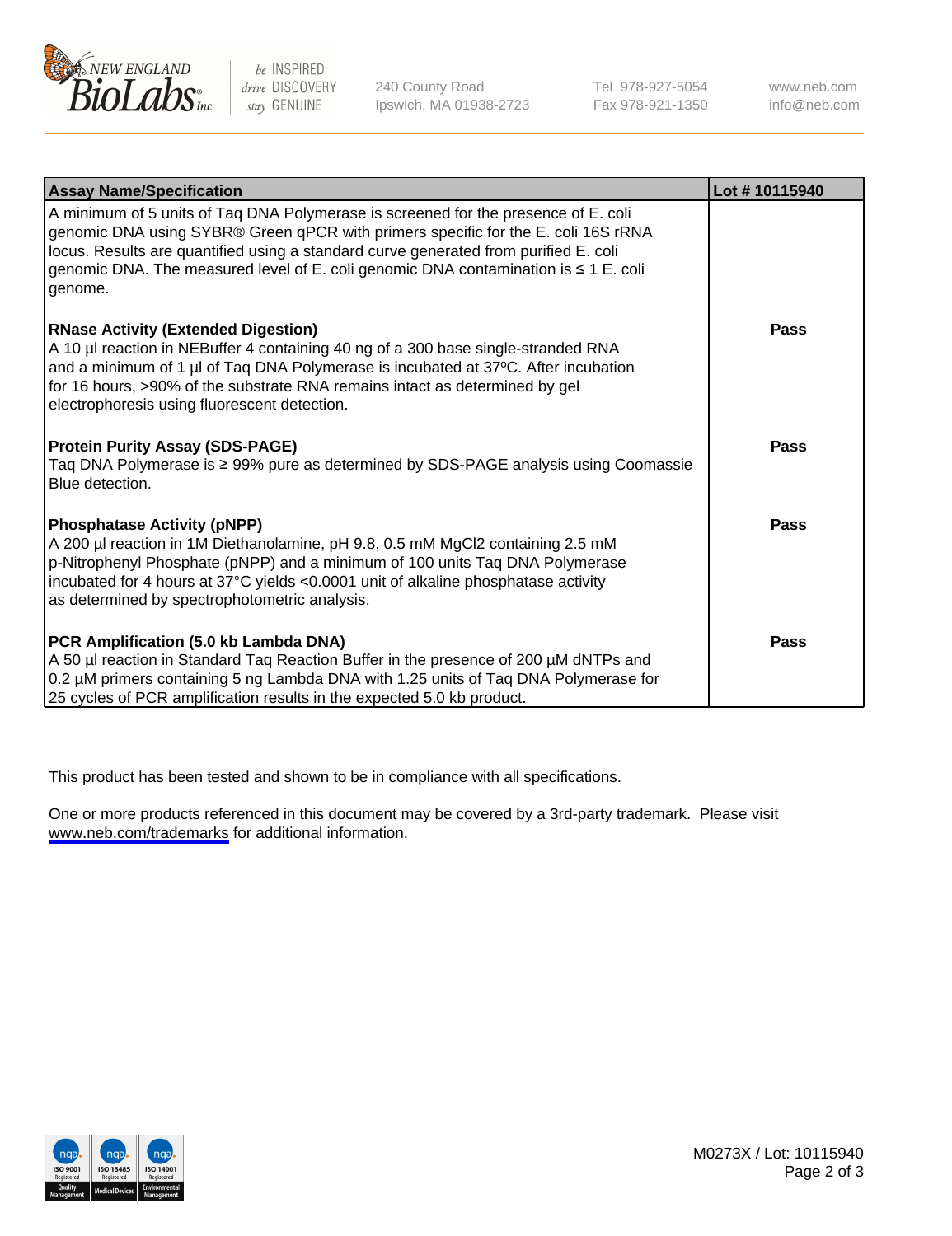| Assay Name/Specification | Lot # 10115940 |
|---|---|
| A minimum of 5 units of Taq DNA Polymerase is screened for the presence of E. coli genomic DNA using SYBR® Green qPCR with primers specific for the E. coli 16S rRNA locus. Results are quantified using a standard curve generated from purified E. coli genomic DNA. The measured level of E. coli genomic DNA contamination is ≤ 1 E. coli genome. | |
| **RNase Activity (Extended Digestion)**<br>A 10 µl reaction in NEBuffer 4 containing 40 ng of a 300 base single-stranded RNA and a minimum of 1 µl of Taq DNA Polymerase is incubated at 37ºC. After incubation for 16 hours, >90% of the substrate RNA remains intact as determined by gel electrophoresis using fluorescent detection. | **Pass** |
| **Protein Purity Assay (SDS-PAGE)**<br>Taq DNA Polymerase is ≥ 99% pure as determined by SDS-PAGE analysis using Coomassie Blue detection. | **Pass** |
| **Phosphatase Activity (pNPP)**<br>A 200 µl reaction in 1M Diethanolamine, pH 9.8, 0.5 mM $MgCl_2$ containing 2.5 mM p-Nitrophenyl Phosphate (pNPP) and a minimum of 100 units Taq DNA Polymerase incubated for 4 hours at 37°C yields <0.0001 unit of alkaline phosphatase activity as determined by spectrophotometric analysis. | **Pass** |
| **PCR Amplification (5.0 kb Lambda DNA)**<br>A 50 µl reaction in Standard Taq Reaction Buffer in the presence of 200 µM dNTPs and 0.2 µM primers containing 5 ng Lambda DNA with 1.25 units of Taq DNA Polymerase for 25 cycles of PCR amplification results in the expected 5.0 kb product. | **Pass** |

This product has been tested and shown to be in compliance with all specifications.

One or more products referenced in this document may be covered by a 3rd-party trademark. Please visit www.neb.com/trademarks for additional information.

M0273X / Lot: 10115940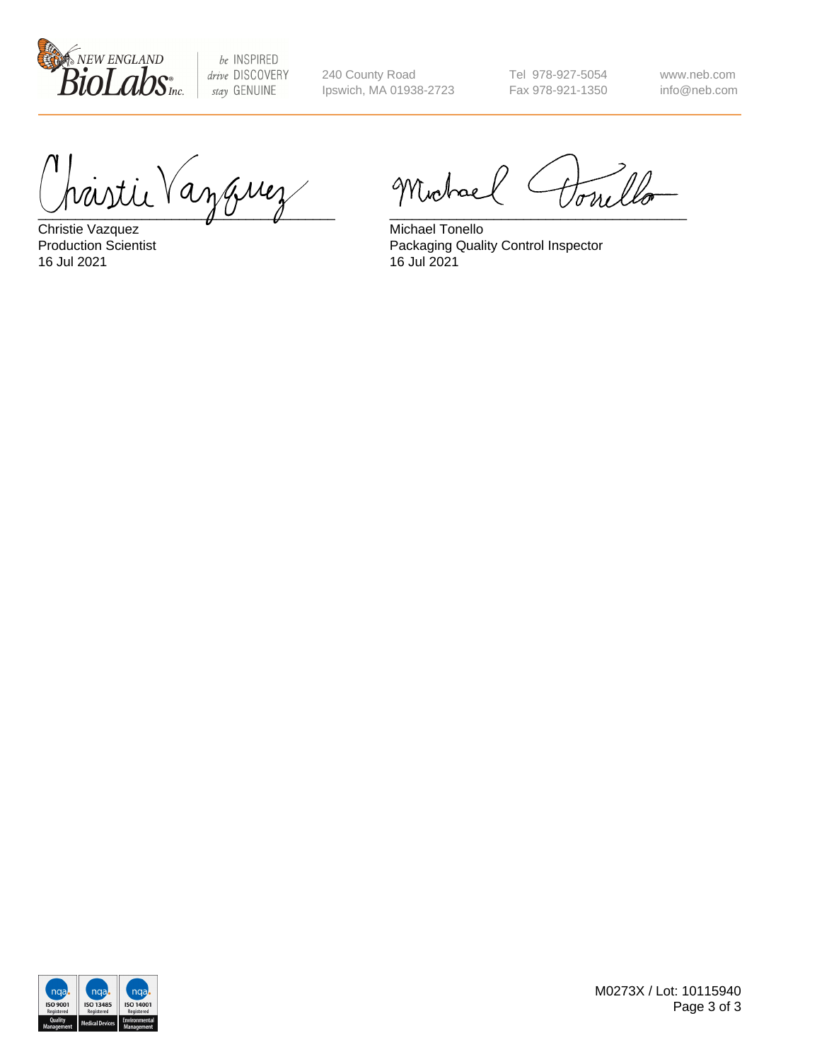Christie Vazquez
Production Scientist
16 Jul 2021

Michael Tonello
Packaging Quality Control Inspector
16 Jul 2021

M0273X / Lot: 10115940